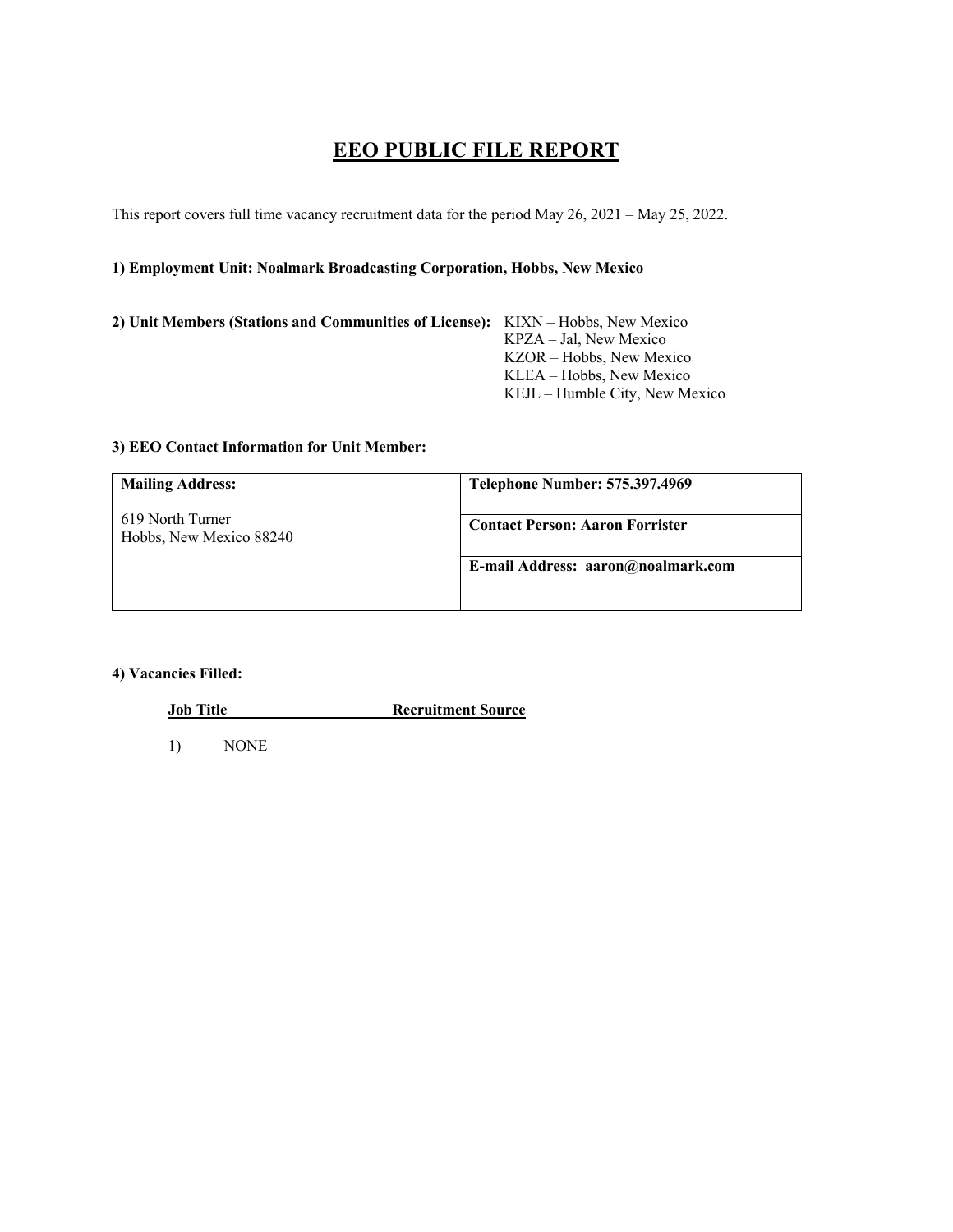# EEO PUBLIC FILE REPORT

This report covers full time vacancy recruitment data for the period May 26, 2021 – May 25, 2022.

**1) Employment Unit: Noalmark Broadcasting Corporation, Hobbs, New Mexico**

**2) Unit Members (Stations and Communities of License):**

KIXN – Hobbs, New Mexico
KPZA – Jal, New Mexico
KZOR – Hobbs, New Mexico
KLEA – Hobbs, New Mexico
KEJL – Humble City, New Mexico

**3) EEO Contact Information for Unit Member:**

| **Mailing Address:** | **Telephone Number: 575.397.4969** |
|---|---|
| 619 North Turner<br>Hobbs, New Mexico 88240 | **Contact Person: Aaron Forrister** |
| | **E-mail Address: aaron@noalmark.com** |

**4) Vacancies Filled:**

| Job Title | Recruitment Source |
|---|---|
| 1) NONE | |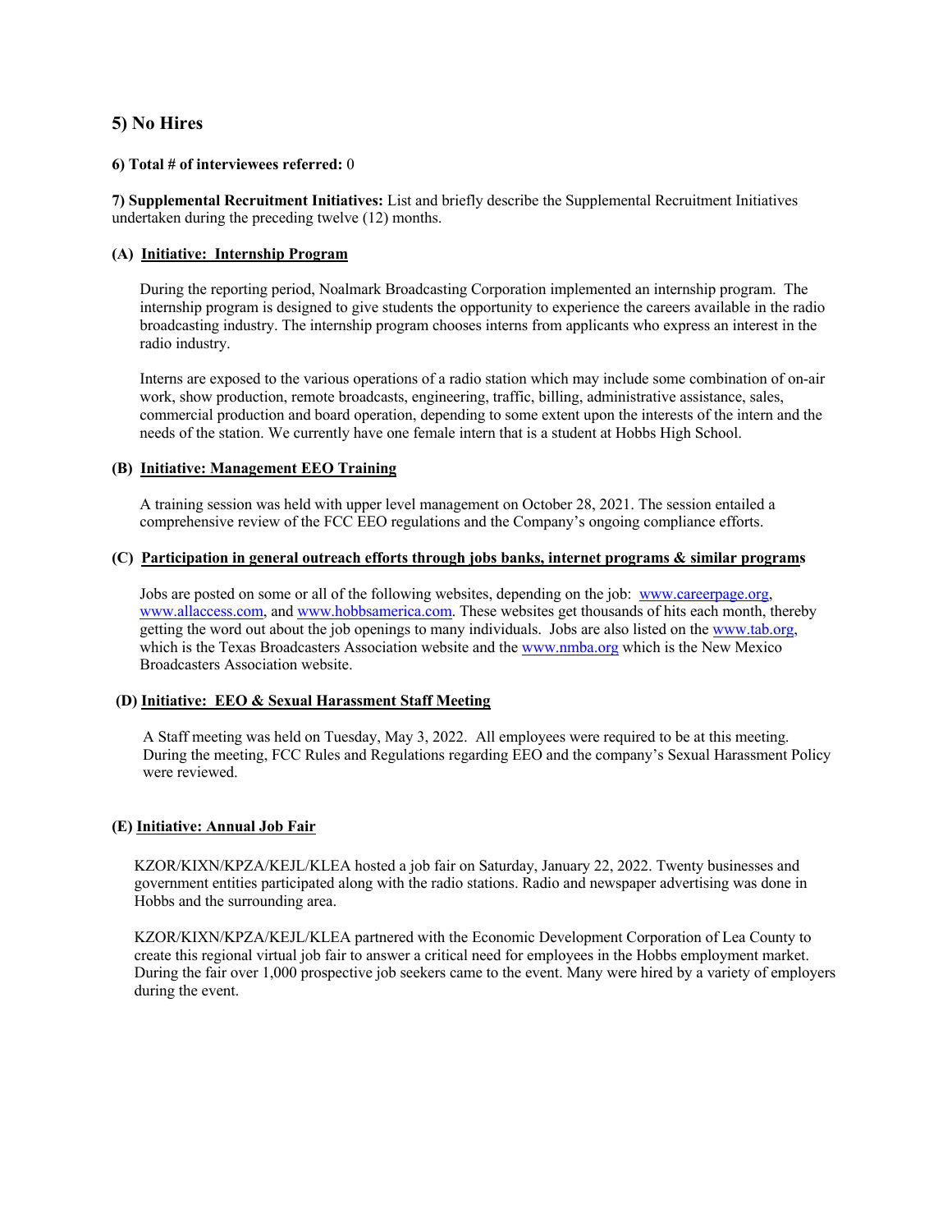## 5) No Hires

**6) Total # of interviewees referred:** 0

**7) Supplemental Recruitment Initiatives:** List and briefly describe the Supplemental Recruitment Initiatives undertaken during the preceding twelve (12) months.

**(A) Initiative: Internship Program**

During the reporting period, Noalmark Broadcasting Corporation implemented an internship program. The internship program is designed to give students the opportunity to experience the careers available in the radio broadcasting industry. The internship program chooses interns from applicants who express an interest in the radio industry.

Interns are exposed to the various operations of a radio station which may include some combination of on-air work, show production, remote broadcasts, engineering, traffic, billing, administrative assistance, sales, commercial production and board operation, depending to some extent upon the interests of the intern and the needs of the station. We currently have one female intern that is a student at Hobbs High School.

**(B) Initiative: Management EEO Training**

A training session was held with upper level management on October 28, 2021. The session entailed a comprehensive review of the FCC EEO regulations and the Company's ongoing compliance efforts.

**(C) Participation in general outreach efforts through jobs banks, internet programs & similar programs**

Jobs are posted on some or all of the following websites, depending on the job: www.careerpage.org, www.allaccess.com, and www.hobbsamerica.com. These websites get thousands of hits each month, thereby getting the word out about the job openings to many individuals. Jobs are also listed on the www.tab.org, which is the Texas Broadcasters Association website and the www.nmba.org which is the New Mexico Broadcasters Association website.

**(D) Initiative: EEO & Sexual Harassment Staff Meeting**

A Staff meeting was held on Tuesday, May 3, 2022. All employees were required to be at this meeting. During the meeting, FCC Rules and Regulations regarding EEO and the company's Sexual Harassment Policy were reviewed.

**(E) Initiative: Annual Job Fair**

KZOR/KIXN/KPZA/KEJL/KLEA hosted a job fair on Saturday, January 22, 2022. Twenty businesses and government entities participated along with the radio stations. Radio and newspaper advertising was done in Hobbs and the surrounding area.

KZOR/KIXN/KPZA/KEJL/KLEA partnered with the Economic Development Corporation of Lea County to create this regional virtual job fair to answer a critical need for employees in the Hobbs employment market. During the fair over 1,000 prospective job seekers came to the event. Many were hired by a variety of employers during the event.